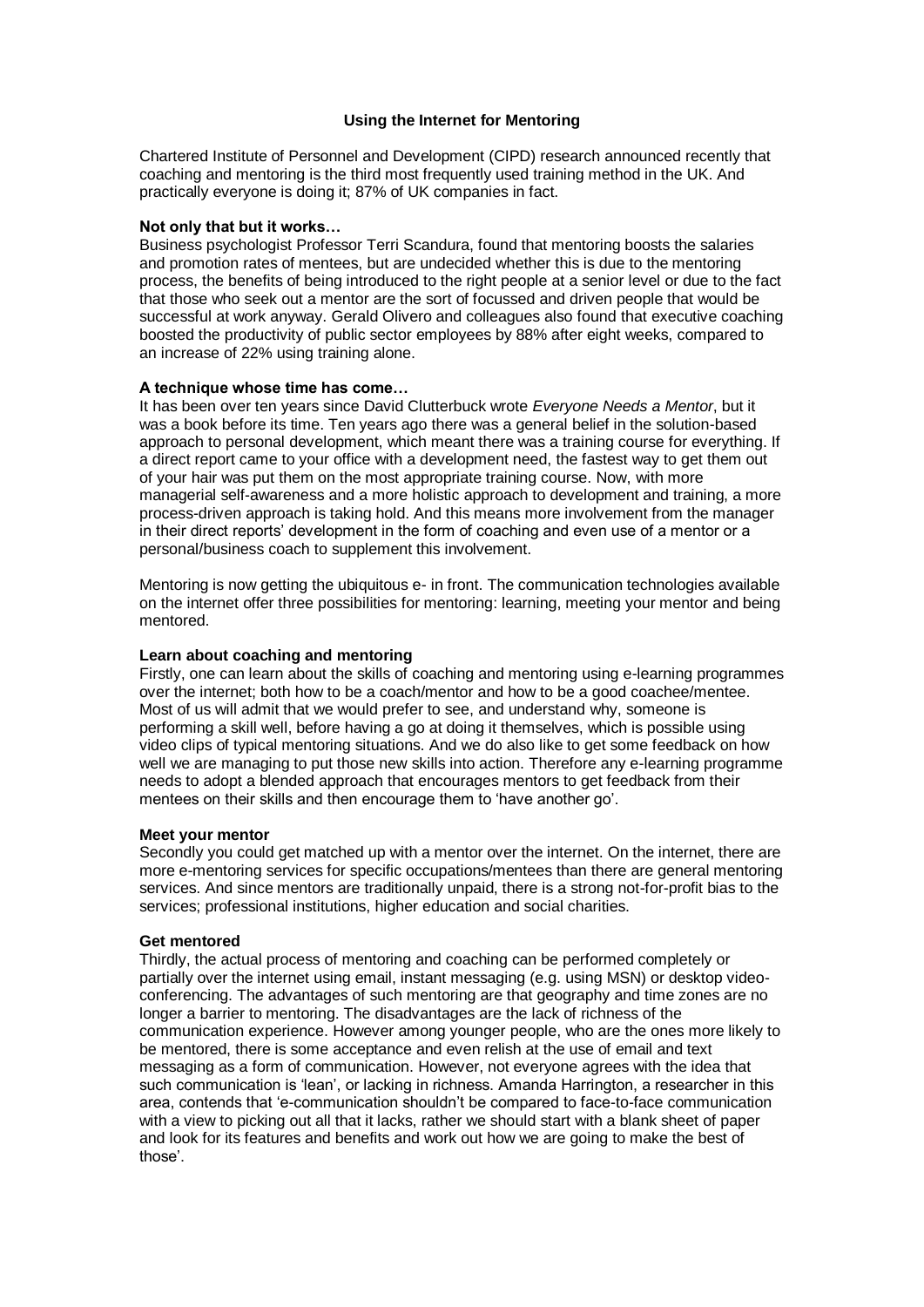# Using the Internet for Mentoring

Chartered Institute of Personnel and Development (CIPD) research announced recently that coaching and mentoring is the third most frequently used training method in the UK. And practically everyone is doing it; 87% of UK companies in fact.

**Not only that but it works…**

Business psychologist Professor Terri Scandura, found that mentoring boosts the salaries and promotion rates of mentees, but are undecided whether this is due to the mentoring process, the benefits of being introduced to the right people at a senior level or due to the fact that those who seek out a mentor are the sort of focussed and driven people that would be successful at work anyway. Gerald Olivero and colleagues also found that executive coaching boosted the productivity of public sector employees by 88% after eight weeks, compared to an increase of 22% using training alone.

**A technique whose time has come…**

It has been over ten years since David Clutterbuck wrote *Everyone Needs a Mentor*, but it was a book before its time. Ten years ago there was a general belief in the solution-based approach to personal development, which meant there was a training course for everything. If a direct report came to your office with a development need, the fastest way to get them out of your hair was put them on the most appropriate training course. Now, with more managerial self-awareness and a more holistic approach to development and training, a more process-driven approach is taking hold. And this means more involvement from the manager in their direct reports' development in the form of coaching and even use of a mentor or a personal/business coach to supplement this involvement.

Mentoring is now getting the ubiquitous e- in front. The communication technologies available on the internet offer three possibilities for mentoring: learning, meeting your mentor and being mentored.

**Learn about coaching and mentoring**

Firstly, one can learn about the skills of coaching and mentoring using e-learning programmes over the internet; both how to be a coach/mentor and how to be a good coachee/mentee. Most of us will admit that we would prefer to see, and understand why, someone is performing a skill well, before having a go at doing it themselves, which is possible using video clips of typical mentoring situations. And we do also like to get some feedback on how well we are managing to put those new skills into action. Therefore any e-learning programme needs to adopt a blended approach that encourages mentors to get feedback from their mentees on their skills and then encourage them to 'have another go'.

**Meet your mentor**

Secondly you could get matched up with a mentor over the internet. On the internet, there are more e-mentoring services for specific occupations/mentees than there are general mentoring services. And since mentors are traditionally unpaid, there is a strong not-for-profit bias to the services; professional institutions, higher education and social charities.

**Get mentored**

Thirdly, the actual process of mentoring and coaching can be performed completely or partially over the internet using email, instant messaging (e.g. using MSN) or desktop video-conferencing. The advantages of such mentoring are that geography and time zones are no longer a barrier to mentoring. The disadvantages are the lack of richness of the communication experience. However among younger people, who are the ones more likely to be mentored, there is some acceptance and even relish at the use of email and text messaging as a form of communication. However, not everyone agrees with the idea that such communication is 'lean', or lacking in richness. Amanda Harrington, a researcher in this area, contends that 'e-communication shouldn't be compared to face-to-face communication with a view to picking out all that it lacks, rather we should start with a blank sheet of paper and look for its features and benefits and work out how we are going to make the best of those'.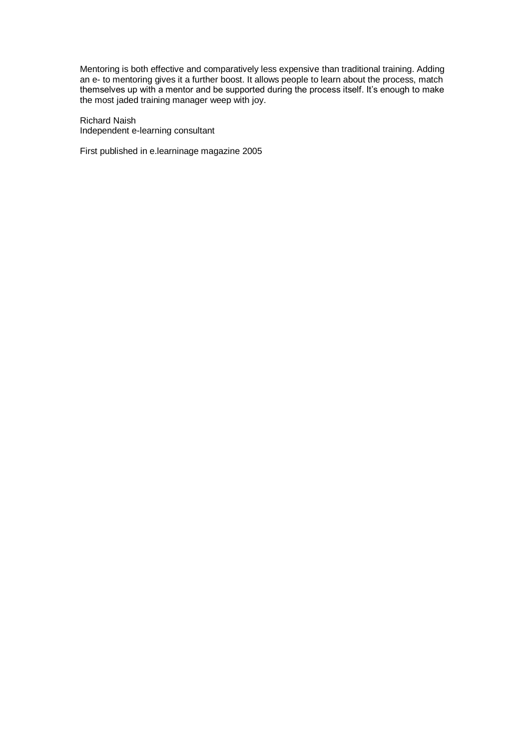Mentoring is both effective and comparatively less expensive than traditional training. Adding an e- to mentoring gives it a further boost. It allows people to learn about the process, match themselves up with a mentor and be supported during the process itself. It's enough to make the most jaded training manager weep with joy.

Richard Naish
Independent e-learning consultant

First published in e.learninage magazine 2005